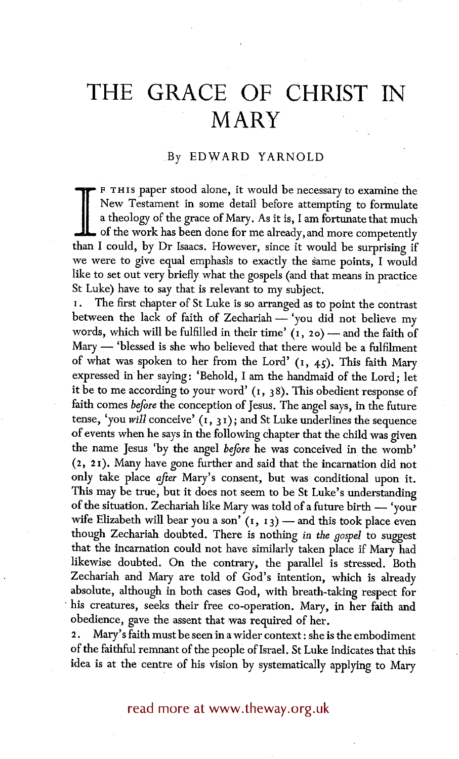# THE GRACE OF CHRIST IN MARY

By EDWARD YARNOLD

If this paper stood alone, it would be necessary to examine the New Testament in some detail before attempting to formulate a theology of the grace of Mary. As it is, I am fortunate that much of the work has been done for me already, and more competently than I could, by Dr Isaacs. However, since it would be surprising if we were to give equal emphasis to exactly the same points, I would like to set out very briefly what the gospels (and that means in practice St Luke) have to say that is relevant to my subject.

1. The first chapter of St Luke is so arranged as to point the contrast between the lack of faith of Zechariah — 'you did not believe my words, which will be fulfilled in their time' (1, 20) — and the faith of Mary — 'blessed is she who believed that there would be a fulfilment of what was spoken to her from the Lord' (1, 45). This faith Mary expressed in her saying: 'Behold, I am the handmaid of the Lord; let it be to me according to your word' (1, 38). This obedient response of faith comes *before* the conception of Jesus. The angel says, in the future tense, 'you *will* conceive' (1, 31); and St Luke underlines the sequence of events when he says in the following chapter that the child was given the name Jesus 'by the angel *before* he was conceived in the womb' (2, 21). Many have gone further and said that the incarnation did not only take place *after* Mary's consent, but was conditional upon it. This may be true, but it does not seem to be St Luke's understanding of the situation. Zechariah like Mary was told of a future birth — 'your wife Elizabeth will bear you a son' (1, 13) — and this took place even though Zechariah doubted. There is nothing *in the gospel* to suggest that the incarnation could not have similarly taken place if Mary had likewise doubted. On the contrary, the parallel is stressed. Both Zechariah and Mary are told of God's intention, which is already absolute, although in both cases God, with breath-taking respect for his creatures, seeks their free co-operation. Mary, in her faith and obedience, gave the assent that was required of her.

2. Mary's faith must be seen in a wider context: she is the embodiment of the faithful remnant of the people of Israel. St Luke indicates that this idea is at the centre of his vision by systematically applying to Mary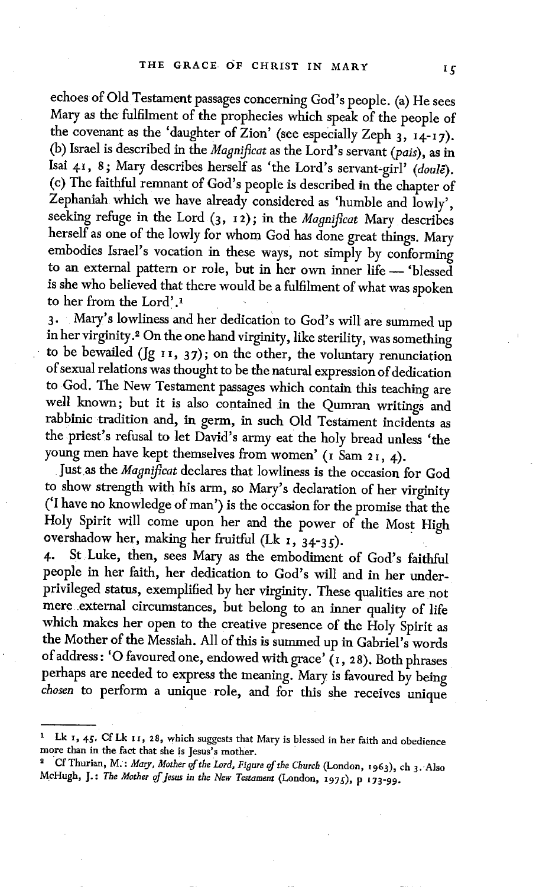echoes of Old Testament passages concerning God's people. (a) He sees Mary as the fulfilment of the prophecies which speak of the people of the covenant as the 'daughter of Zion' (see especially Zeph 3, 14-17). (b) Israel is described in the *Magnificat* as the Lord's servant (*pais*), as in Isai 41, 8; Mary describes herself as 'the Lord's servant-girl' (*doulē*). (c) The faithful remnant of God's people is described in the chapter of Zephaniah which we have already considered as 'humble and lowly', seeking refuge in the Lord (3, 12); in the *Magnificat* Mary describes herself as one of the lowly for whom God has done great things. Mary embodies Israel's vocation in these ways, not simply by conforming to an external pattern or role, but in her own inner life — 'blessed is she who believed that there would be a fulfilment of what was spoken to her from the Lord'.[1]

3. Mary's lowliness and her dedication to God's will are summed up in her virginity.[2] On the one hand virginity, like sterility, was something to be bewailed (Jg 11, 37); on the other, the voluntary renunciation of sexual relations was thought to be the natural expression of dedication to God. The New Testament passages which contain this teaching are well known; but it is also contained in the Qumran writings and rabbinic tradition and, in germ, in such Old Testament incidents as the priest's refusal to let David's army eat the holy bread unless 'the young men have kept themselves from women' (1 Sam 21, 4).

Just as the *Magnificat* declares that lowliness is the occasion for God to show strength with his arm, so Mary's declaration of her virginity ('I have no knowledge of man') is the occasion for the promise that the Holy Spirit will come upon her and the power of the Most High overshadow her, making her fruitful (Lk 1, 34-35).

4. St Luke, then, sees Mary as the embodiment of God's faithful people in her faith, her dedication to God's will and in her underprivileged status, exemplified by her virginity. These qualities are not mere external circumstances, but belong to an inner quality of life which makes her open to the creative presence of the Holy Spirit as the Mother of the Messiah. All of this is summed up in Gabriel's words of address: 'O favoured one, endowed with grace' (1, 28). Both phrases perhaps are needed to express the meaning. Mary is favoured by being *chosen* to perform a unique role, and for this she receives unique

---

[1] Lk 1, 45. Cf Lk 11, 28, which suggests that Mary is blessed in her faith and obedience more than in the fact that she is Jesus's mother.

[2] Cf Thurian, M.: *Mary, Mother of the Lord, Figure of the Church* (London, 1963), ch 3. Also McHugh, J.: *The Mother of Jesus in the New Testament* (London, 1975), p 173-99.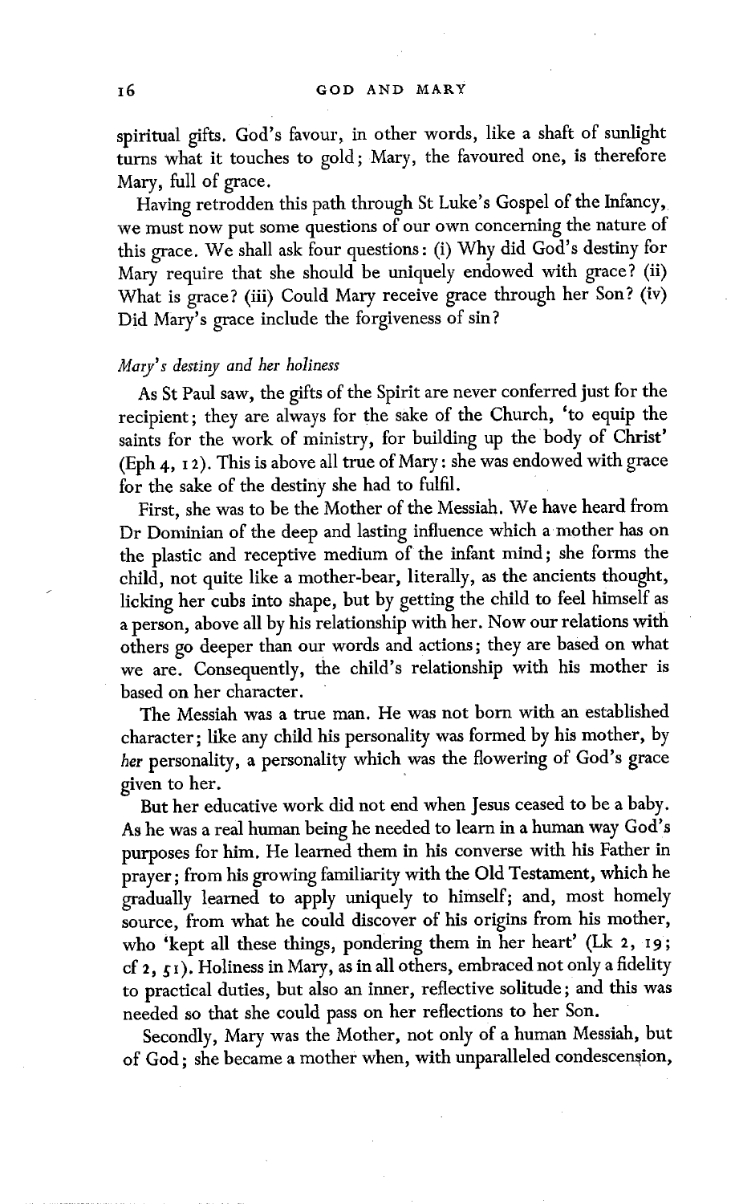spiritual gifts. God's favour, in other words, like a shaft of sunlight turns what it touches to gold; Mary, the favoured one, is therefore Mary, full of grace.

Having retrodden this path through St Luke's Gospel of the Infancy, we must now put some questions of our own concerning the nature of this grace. We shall ask four questions: (i) Why did God's destiny for Mary require that she should be uniquely endowed with grace? (ii) What is grace? (iii) Could Mary receive grace through her Son? (iv) Did Mary's grace include the forgiveness of sin?

### *Mary's destiny and her holiness*

As St Paul saw, the gifts of the Spirit are never conferred just for the recipient; they are always for the sake of the Church, 'to equip the saints for the work of ministry, for building up the body of Christ' (Eph 4, 12). This is above all true of Mary: she was endowed with grace for the sake of the destiny she had to fulfil.

First, she was to be the Mother of the Messiah. We have heard from Dr Dominian of the deep and lasting influence which a mother has on the plastic and receptive medium of the infant mind; she forms the child, not quite like a mother-bear, literally, as the ancients thought, licking her cubs into shape, but by getting the child to feel himself as a person, above all by his relationship with her. Now our relations with others go deeper than our words and actions; they are based on what we are. Consequently, the child's relationship with his mother is based on her character.

The Messiah was a true man. He was not born with an established character; like any child his personality was formed by his mother, by *her* personality, a personality which was the flowering of God's grace given to her.

But her educative work did not end when Jesus ceased to be a baby. As he was a real human being he needed to learn in a human way God's purposes for him. He learned them in his converse with his Father in prayer; from his growing familiarity with the Old Testament, which he gradually learned to apply uniquely to himself; and, most homely source, from what he could discover of his origins from his mother, who 'kept all these things, pondering them in her heart' (Lk 2, 19; cf 2, 51). Holiness in Mary, as in all others, embraced not only a fidelity to practical duties, but also an inner, reflective solitude; and this was needed so that she could pass on her reflections to her Son.

Secondly, Mary was the Mother, not only of a human Messiah, but of God; she became a mother when, with unparalleled condescension,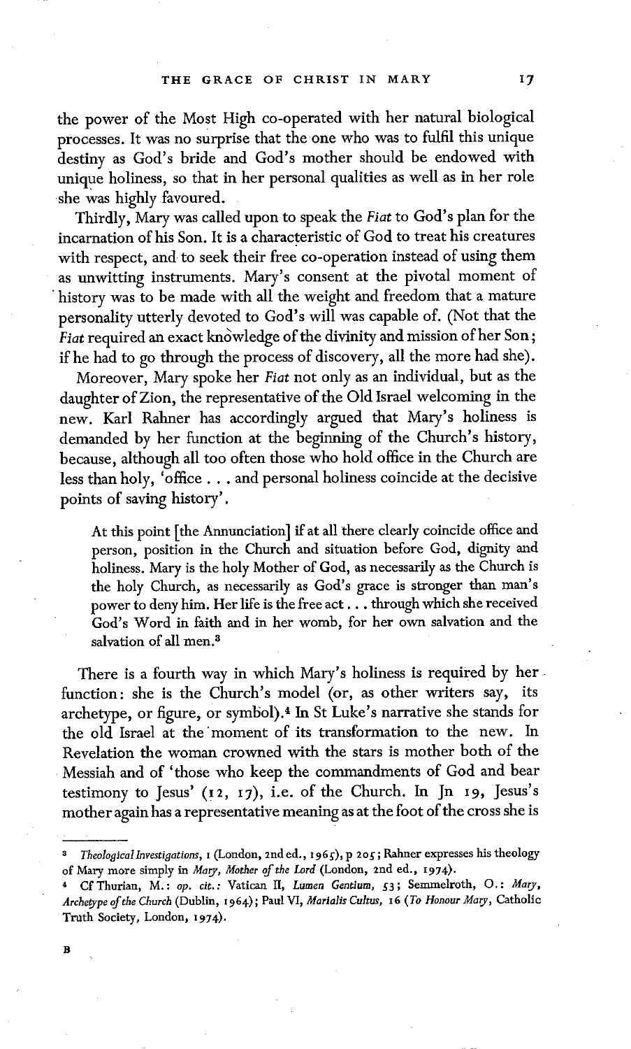the power of the Most High co-operated with her natural biological processes. It was no surprise that the one who was to fulfil this unique destiny as God's bride and God's mother should be endowed with unique holiness, so that in her personal qualities as well as in her role she was highly favoured.

Thirdly, Mary was called upon to speak the *Fiat* to God's plan for the incarnation of his Son. It is a characteristic of God to treat his creatures with respect, and to seek their free co-operation instead of using them as unwitting instruments. Mary's consent at the pivotal moment of history was to be made with all the weight and freedom that a mature personality utterly devoted to God's will was capable of. (Not that the *Fiat* required an exact knowledge of the divinity and mission of her Son; if he had to go through the process of discovery, all the more had she).

Moreover, Mary spoke her *Fiat* not only as an individual, but as the daughter of Zion, the representative of the Old Israel welcoming in the new. Karl Rahner has accordingly argued that Mary's holiness is demanded by her function at the beginning of the Church's history, because, although all too often those who hold office in the Church are less than holy, 'office . . . and personal holiness coincide at the decisive points of saving history'.

> At this point [the Annunciation] if at all there clearly coincide office and person, position in the Church and situation before God, dignity and holiness. Mary is the holy Mother of God, as necessarily as the Church is the holy Church, as necessarily as God's grace is stronger than man's power to deny him. Her life is the free act . . . through which she received God's Word in faith and in her womb, for her own salvation and the salvation of all men.[3]

There is a fourth way in which Mary's holiness is required by her function: she is the Church's model (or, as other writers say, its archetype, or figure, or symbol).[4] In St Luke's narrative she stands for the old Israel at the moment of its transformation to the new. In Revelation the woman crowned with the stars is mother both of the Messiah and of 'those who keep the commandments of God and bear testimony to Jesus' (12, 17), i.e. of the Church. In Jn 19, Jesus's mother again has a representative meaning as at the foot of the cross she is

---

[3] *Theological Investigations*, 1 (London, 2nd ed., 1965), p 205; Rahner expresses his theology of Mary more simply in *Mary, Mother of the Lord* (London, 2nd ed., 1974).

[4] Cf Thurian, M.: *op. cit.*: Vatican II, *Lumen Gentium*, 53; Semmelroth, O.: *Mary, Archetype of the Church* (Dublin, 1964); Paul VI, *Marialis Cultus*, 16 (*To Honour Mary*, Catholic Truth Society, London, 1974).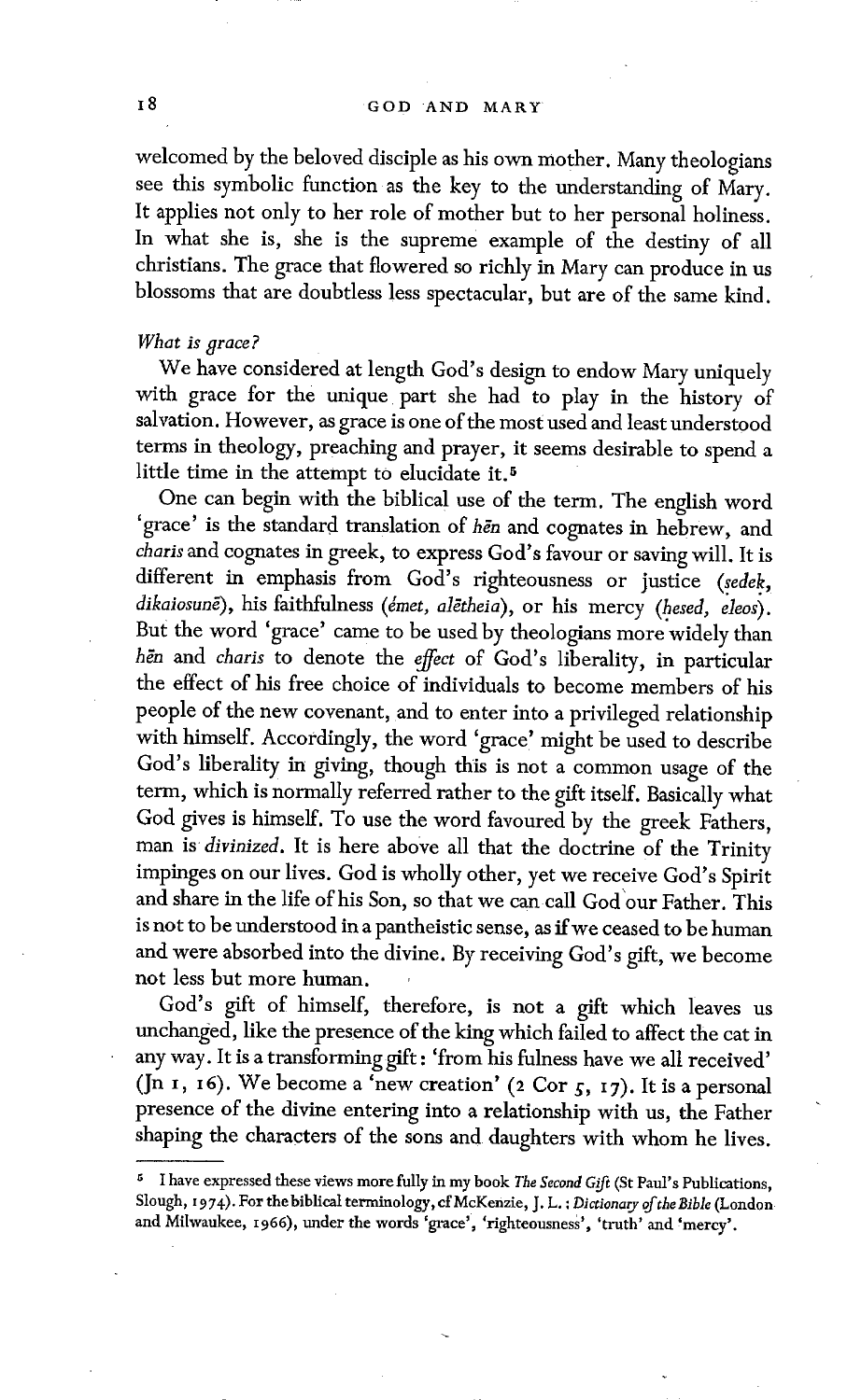welcomed by the beloved disciple as his own mother. Many theologians see this symbolic function as the key to the understanding of Mary. It applies not only to her role of mother but to her personal holiness. In what she is, she is the supreme example of the destiny of all christians. The grace that flowered so richly in Mary can produce in us blossoms that are doubtless less spectacular, but are of the same kind.

*What is grace?*

We have considered at length God's design to endow Mary uniquely with grace for the unique part she had to play in the history of salvation. However, as grace is one of the most used and least understood terms in theology, preaching and prayer, it seems desirable to spend a little time in the attempt to elucidate it.[5]

One can begin with the biblical use of the term. The english word 'grace' is the standard translation of *hēn* and cognates in hebrew, and *charis* and cognates in greek, to express God's favour or saving will. It is different in emphasis from God's righteousness or justice (*sedek*, *dikaiosunē*), his faithfulness (*émet*, *alētheia*), or his mercy (*ḥesed*, *eleos*). But the word 'grace' came to be used by theologians more widely than *hēn* and *charis* to denote the *effect* of God's liberality, in particular the effect of his free choice of individuals to become members of his people of the new covenant, and to enter into a privileged relationship with himself. Accordingly, the word 'grace' might be used to describe God's liberality in giving, though this is not a common usage of the term, which is normally referred rather to the gift itself. Basically what God gives is himself. To use the word favoured by the greek Fathers, man is *divinized*. It is here above all that the doctrine of the Trinity impinges on our lives. God is wholly other, yet we receive God's Spirit and share in the life of his Son, so that we can call God our Father. This is not to be understood in a pantheistic sense, as if we ceased to be human and were absorbed into the divine. By receiving God's gift, we become not less but more human.

God's gift of himself, therefore, is not a gift which leaves us unchanged, like the presence of the king which failed to affect the cat in any way. It is a transforming gift: 'from his fulness have we all received' (Jn 1, 16). We become a 'new creation' (2 Cor 5, 17). It is a personal presence of the divine entering into a relationship with us, the Father shaping the characters of the sons and daughters with whom he lives.

---

[5] I have expressed these views more fully in my book *The Second Gift* (St Paul's Publications, Slough, 1974). For the biblical terminology, cf McKenzie, J. L.: *Dictionary of the Bible* (London and Milwaukee, 1966), under the words 'grace', 'righteousness', 'truth' and 'mercy'.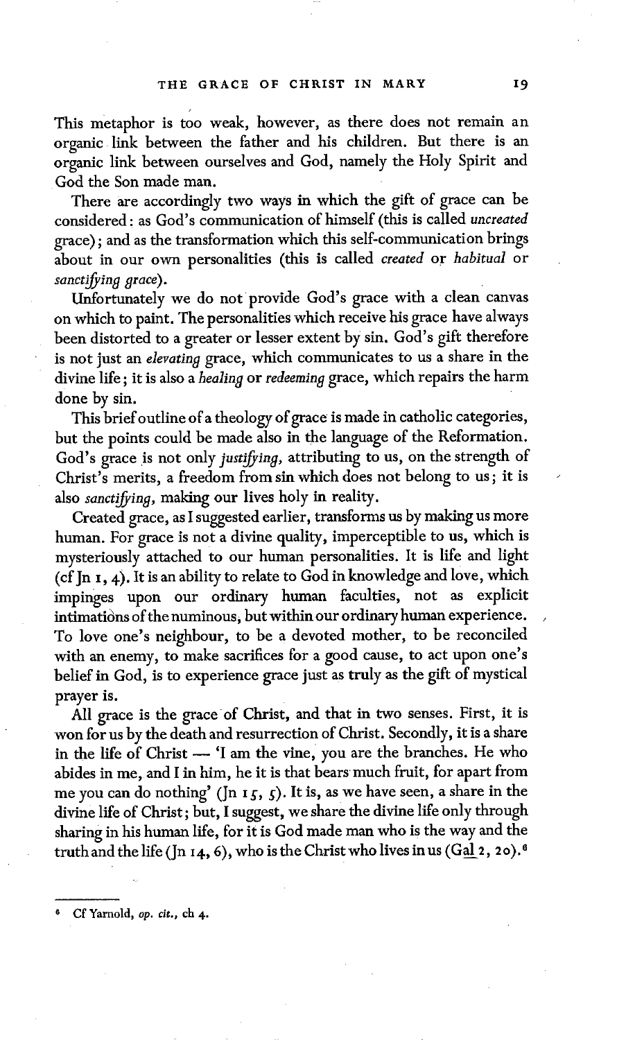This metaphor is too weak, however, as there does not remain an organic link between the father and his children. But there is an organic link between ourselves and God, namely the Holy Spirit and God the Son made man.

There are accordingly two ways in which the gift of grace can be considered: as God's communication of himself (this is called *uncreated* grace); and as the transformation which this self-communication brings about in our own personalities (this is called *created* or *habitual* or *sanctifying grace*).

Unfortunately we do not provide God's grace with a clean canvas on which to paint. The personalities which receive his grace have always been distorted to a greater or lesser extent by sin. God's gift therefore is not just an *elevating* grace, which communicates to us a share in the divine life; it is also a *healing* or *redeeming* grace, which repairs the harm done by sin.

This brief outline of a theology of grace is made in catholic categories, but the points could be made also in the language of the Reformation. God's grace is not only *justifying*, attributing to us, on the strength of Christ's merits, a freedom from sin which does not belong to us; it is also *sanctifying*, making our lives holy in reality.

Created grace, as I suggested earlier, transforms us by making us more human. For grace is not a divine quality, imperceptible to us, which is mysteriously attached to our human personalities. It is life and light (cf Jn 1, 4). It is an ability to relate to God in knowledge and love, which impinges upon our ordinary human faculties, not as explicit intimations of the numinous, but within our ordinary human experience. To love one's neighbour, to be a devoted mother, to be reconciled with an enemy, to make sacrifices for a good cause, to act upon one's belief in God, is to experience grace just as truly as the gift of mystical prayer is.

All grace is the grace of Christ, and that in two senses. First, it is won for us by the death and resurrection of Christ. Secondly, it is a share in the life of Christ — 'I am the vine, you are the branches. He who abides in me, and I in him, he it is that bears much fruit, for apart from me you can do nothing' (Jn 15, 5). It is, as we have seen, a share in the divine life of Christ; but, I suggest, we share the divine life only through sharing in his human life, for it is God made man who is the way and the truth and the life (Jn 14, 6), who is the Christ who lives in us (Gal 2, 20).[6]

---

[6] Cf Yarnold, *op. cit.*, ch 4.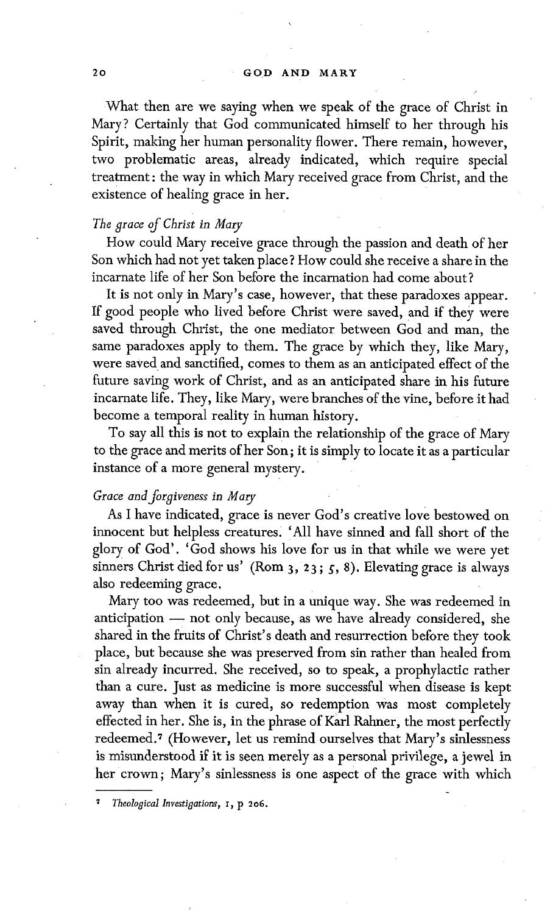What then are we saying when we speak of the grace of Christ in Mary? Certainly that God communicated himself to her through his Spirit, making her human personality flower. There remain, however, two problematic areas, already indicated, which require special treatment: the way in which Mary received grace from Christ, and the existence of healing grace in her.

### *The grace of Christ in Mary*

How could Mary receive grace through the passion and death of her Son which had not yet taken place? How could she receive a share in the incarnate life of her Son before the incarnation had come about?

It is not only in Mary's case, however, that these paradoxes appear. If good people who lived before Christ were saved, and if they were saved through Christ, the one mediator between God and man, the same paradoxes apply to them. The grace by which they, like Mary, were saved and sanctified, comes to them as an anticipated effect of the future saving work of Christ, and as an anticipated share in his future incarnate life. They, like Mary, were branches of the vine, before it had become a temporal reality in human history.

To say all this is not to explain the relationship of the grace of Mary to the grace and merits of her Son; it is simply to locate it as a particular instance of a more general mystery.

### *Grace and forgiveness in Mary*

As I have indicated, grace is never God's creative love bestowed on innocent but helpless creatures. 'All have sinned and fall short of the glory of God'. 'God shows his love for us in that while we were yet sinners Christ died for us' (Rom 3, 23; 5, 8). Elevating grace is always also redeeming grace.

Mary too was redeemed, but in a unique way. She was redeemed in anticipation — not only because, as we have already considered, she shared in the fruits of Christ's death and resurrection before they took place, but because she was preserved from sin rather than healed from sin already incurred. She received, so to speak, a prophylactic rather than a cure. Just as medicine is more successful when disease is kept away than when it is cured, so redemption was most completely effected in her. She is, in the phrase of Karl Rahner, the most perfectly redeemed.[7] (However, let us remind ourselves that Mary's sinlessness is misunderstood if it is seen merely as a personal privilege, a jewel in her crown; Mary's sinlessness is one aspect of the grace with which

---

[7] *Theological Investigations*, 1, p 206.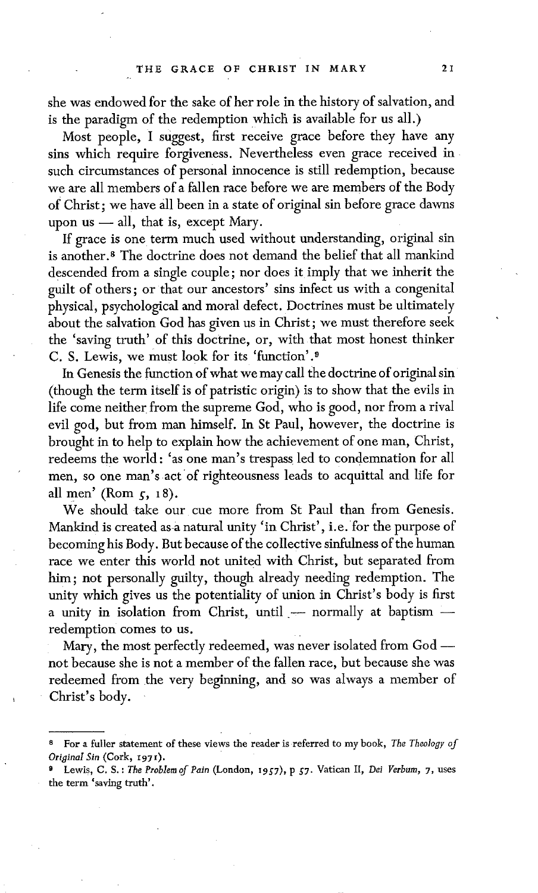she was endowed for the sake of her role in the history of salvation, and is the paradigm of the redemption which is available for us all.)

Most people, I suggest, first receive grace before they have any sins which require forgiveness. Nevertheless even grace received in such circumstances of personal innocence is still redemption, because we are all members of a fallen race before we are members of the Body of Christ; we have all been in a state of original sin before grace dawns upon us — all, that is, except Mary.

If grace is one term much used without understanding, original sin is another.[8] The doctrine does not demand the belief that all mankind descended from a single couple; nor does it imply that we inherit the guilt of others; or that our ancestors' sins infect us with a congenital physical, psychological and moral defect. Doctrines must be ultimately about the salvation God has given us in Christ; we must therefore seek the 'saving truth' of this doctrine, or, with that most honest thinker C. S. Lewis, we must look for its 'function'.[9]

In Genesis the function of what we may call the doctrine of original sin (though the term itself is of patristic origin) is to show that the evils in life come neither from the supreme God, who is good, nor from a rival evil god, but from man himself. In St Paul, however, the doctrine is brought in to help to explain how the achievement of one man, Christ, redeems the world: 'as one man's trespass led to condemnation for all men, so one man's act of righteousness leads to acquittal and life for all men' (Rom 5, 18).

We should take our cue more from St Paul than from Genesis. Mankind is created as a natural unity 'in Christ', i.e. for the purpose of becoming his Body. But because of the collective sinfulness of the human race we enter this world not united with Christ, but separated from him; not personally guilty, though already needing redemption. The unity which gives us the potentiality of union in Christ's body is first a unity in isolation from Christ, until — normally at baptism — redemption comes to us.

Mary, the most perfectly redeemed, was never isolated from God — not because she is not a member of the fallen race, but because she was redeemed from the very beginning, and so was always a member of Christ's body.

---

[8] For a fuller statement of these views the reader is referred to my book, *The Theology of Original Sin* (Cork, 1971).

[9] Lewis, C. S.: *The Problem of Pain* (London, 1957), p 57. Vatican II, *Dei Verbum*, 7, uses the term 'saving truth'.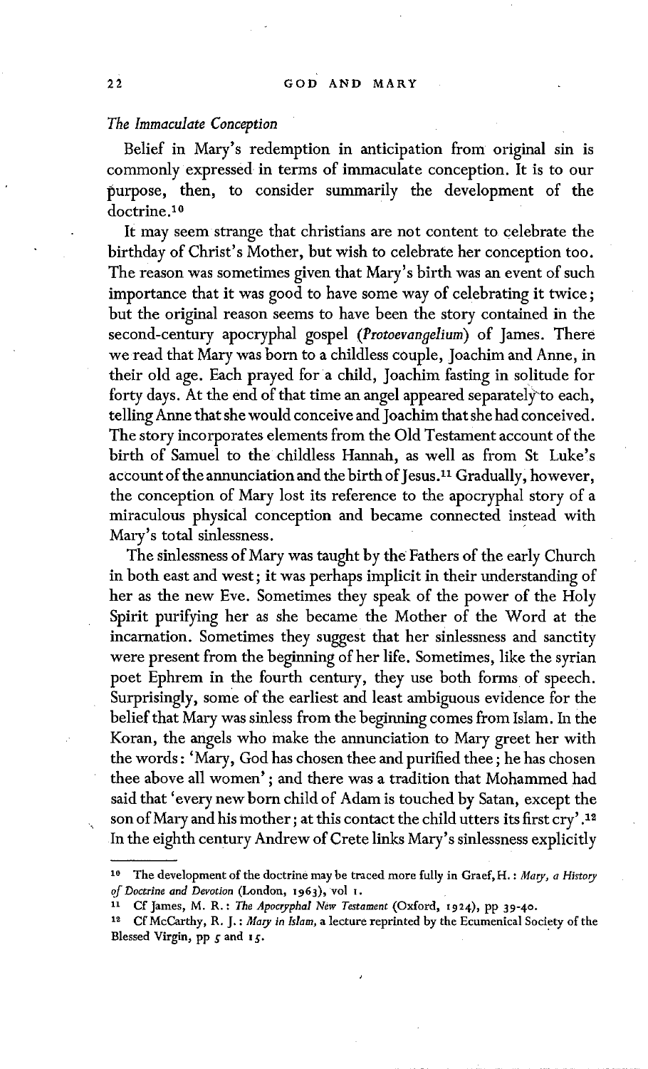*The Immaculate Conception*

Belief in Mary's redemption in anticipation from original sin is commonly expressed in terms of immaculate conception. It is to our purpose, then, to consider summarily the development of the doctrine.[10]

It may seem strange that christians are not content to celebrate the birthday of Christ's Mother, but wish to celebrate her conception too. The reason was sometimes given that Mary's birth was an event of such importance that it was good to have some way of celebrating it twice; but the original reason seems to have been the story contained in the second-century apocryphal gospel (*Protoevangelium*) of James. There we read that Mary was born to a childless couple, Joachim and Anne, in their old age. Each prayed for a child, Joachim fasting in solitude for forty days. At the end of that time an angel appeared separately to each, telling Anne that she would conceive and Joachim that she had conceived. The story incorporates elements from the Old Testament account of the birth of Samuel to the childless Hannah, as well as from St Luke's account of the annunciation and the birth of Jesus.[11] Gradually, however, the conception of Mary lost its reference to the apocryphal story of a miraculous physical conception and became connected instead with Mary's total sinlessness.

The sinlessness of Mary was taught by the Fathers of the early Church in both east and west; it was perhaps implicit in their understanding of her as the new Eve. Sometimes they speak of the power of the Holy Spirit purifying her as she became the Mother of the Word at the incarnation. Sometimes they suggest that her sinlessness and sanctity were present from the beginning of her life. Sometimes, like the syrian poet Ephrem in the fourth century, they use both forms of speech. Surprisingly, some of the earliest and least ambiguous evidence for the belief that Mary was sinless from the beginning comes from Islam. In the Koran, the angels who make the annunciation to Mary greet her with the words: 'Mary, God has chosen thee and purified thee; he has chosen thee above all women'; and there was a tradition that Mohammed had said that 'every new born child of Adam is touched by Satan, except the son of Mary and his mother; at this contact the child utters its first cry'.[12] In the eighth century Andrew of Crete links Mary's sinlessness explicitly

---

[10] The development of the doctrine may be traced more fully in Graef, H.: *Mary, a History of Doctrine and Devotion* (London, 1963), vol 1.

[11] Cf James, M. R.: *The Apocryphal New Testament* (Oxford, 1924), pp 39-40.

[12] Cf McCarthy, R. J.: *Mary in Islam*, a lecture reprinted by the Ecumenical Society of the Blessed Virgin, pp 5 and 15.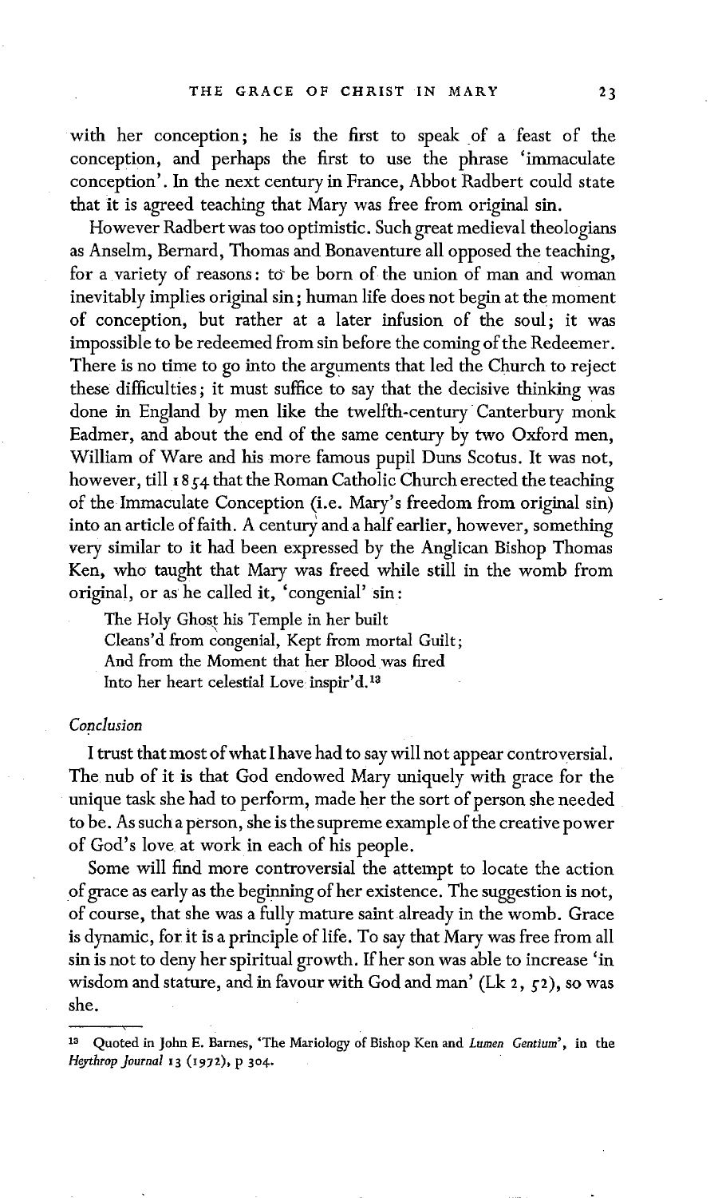with her conception; he is the first to speak of a feast of the conception, and perhaps the first to use the phrase 'immaculate conception'. In the next century in France, Abbot Radbert could state that it is agreed teaching that Mary was free from original sin.

However Radbert was too optimistic. Such great medieval theologians as Anselm, Bernard, Thomas and Bonaventure all opposed the teaching, for a variety of reasons: to be born of the union of man and woman inevitably implies original sin; human life does not begin at the moment of conception, but rather at a later infusion of the soul; it was impossible to be redeemed from sin before the coming of the Redeemer. There is no time to go into the arguments that led the Church to reject these difficulties; it must suffice to say that the decisive thinking was done in England by men like the twelfth-century Canterbury monk Eadmer, and about the end of the same century by two Oxford men, William of Ware and his more famous pupil Duns Scotus. It was not, however, till 1854 that the Roman Catholic Church erected the teaching of the Immaculate Conception (i.e. Mary's freedom from original sin) into an article of faith. A century and a half earlier, however, something very similar to it had been expressed by the Anglican Bishop Thomas Ken, who taught that Mary was freed while still in the womb from original, or as he called it, 'congenial' sin:

> The Holy Ghost his Temple in her built
> Cleans'd from congenial, Kept from mortal Guilt;
> And from the Moment that her Blood was fired
> Into her heart celestial Love inspir'd.[13]

*Conclusion*

I trust that most of what I have had to say will not appear controversial. The nub of it is that God endowed Mary uniquely with grace for the unique task she had to perform, made her the sort of person she needed to be. As such a person, she is the supreme example of the creative power of God's love at work in each of his people.

Some will find more controversial the attempt to locate the action of grace as early as the beginning of her existence. The suggestion is not, of course, that she was a fully mature saint already in the womb. Grace is dynamic, for it is a principle of life. To say that Mary was free from all sin is not to deny her spiritual growth. If her son was able to increase 'in wisdom and stature, and in favour with God and man' (Lk 2, 52), so was she.

---

[13] Quoted in John E. Barnes, 'The Mariology of Bishop Ken and *Lumen Gentium*', in the *Heythrop Journal* 13 (1972), p 304.